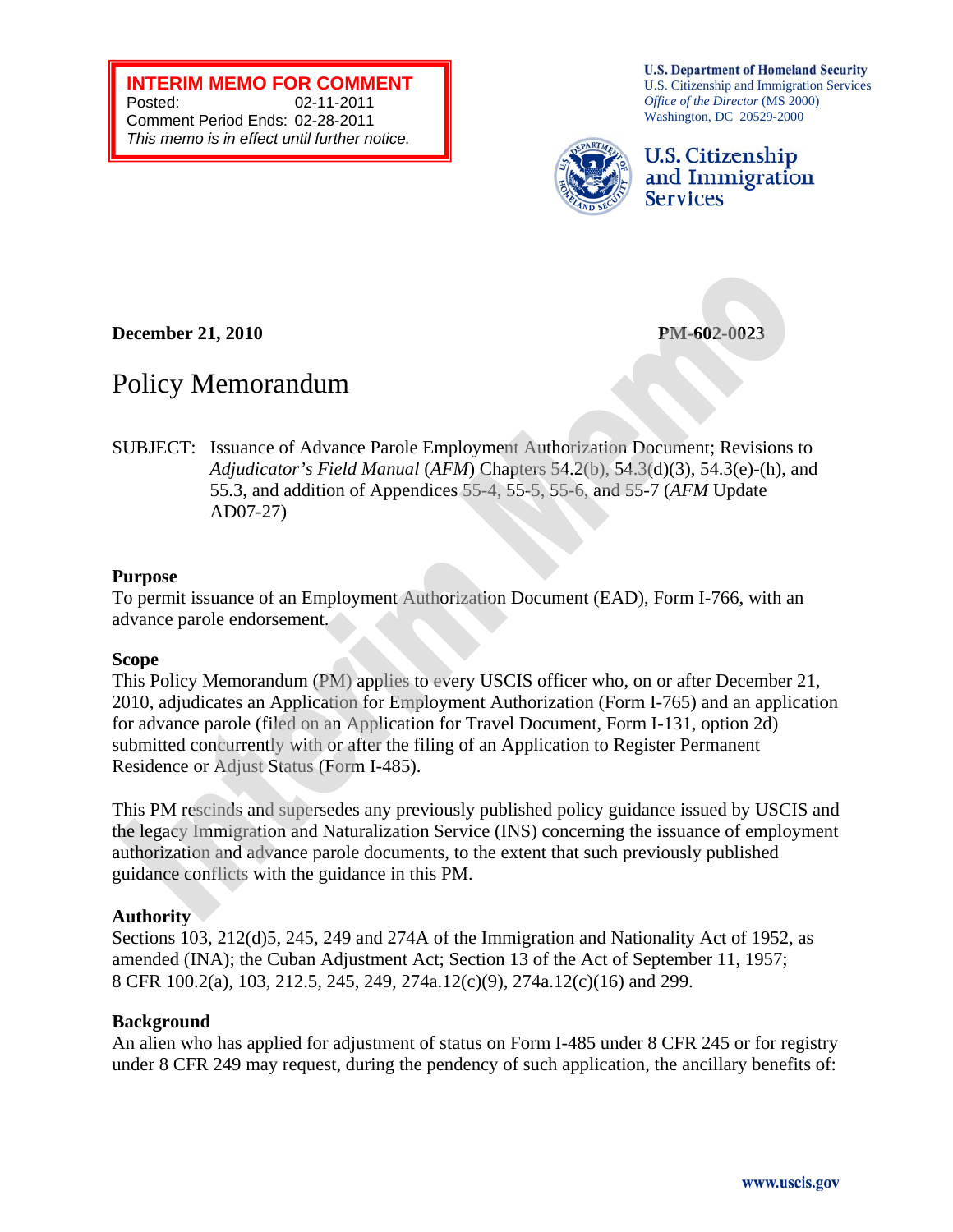**INTERIM MEMO FOR COMMENT**
Posted: 02-11-2011
Comment Period Ends: 02-28-2011
*This memo is in effect until further notice.*

**U.S. Department of Homeland Security**
U.S. Citizenship and Immigration Services
*Office of the Director* (MS 2000)
Washington, DC 20529-2000

U.S. Citizenship and Immigration Services

**December 21, 2010** **PM-602-0023**

# Policy Memorandum

SUBJECT: Issuance of Advance Parole Employment Authorization Document; Revisions to *Adjudicator's Field Manual* (*AFM*) Chapters 54.2(b), 54.3(d)(3), 54.3(e)-(h), and 55.3, and addition of Appendices 55-4, 55-5, 55-6, and 55-7 (*AFM* Update AD07-27)

## Purpose

To permit issuance of an Employment Authorization Document (EAD), Form I-766, with an advance parole endorsement.

## Scope

This Policy Memorandum (PM) applies to every USCIS officer who, on or after December 21, 2010, adjudicates an Application for Employment Authorization (Form I-765) and an application for advance parole (filed on an Application for Travel Document, Form I-131, option 2d) submitted concurrently with or after the filing of an Application to Register Permanent Residence or Adjust Status (Form I-485).

This PM rescinds and supersedes any previously published policy guidance issued by USCIS and the legacy Immigration and Naturalization Service (INS) concerning the issuance of employment authorization and advance parole documents, to the extent that such previously published guidance conflicts with the guidance in this PM.

## Authority

Sections 103, 212(d)5, 245, 249 and 274A of the Immigration and Nationality Act of 1952, as amended (INA); the Cuban Adjustment Act; Section 13 of the Act of September 11, 1957; 8 CFR 100.2(a), 103, 212.5, 245, 249, 274a.12(c)(9), 274a.12(c)(16) and 299.

## Background

An alien who has applied for adjustment of status on Form I-485 under 8 CFR 245 or for registry under 8 CFR 249 may request, during the pendency of such application, the ancillary benefits of: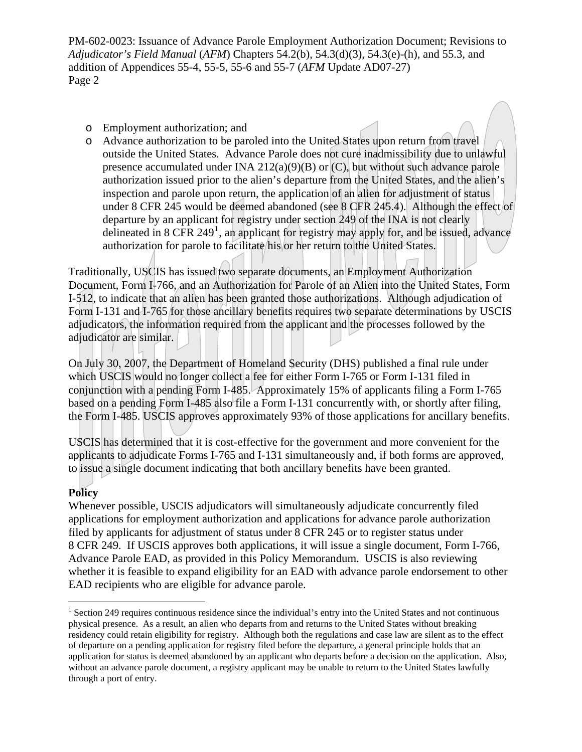- Employment authorization; and
- Advance authorization to be paroled into the United States upon return from travel outside the United States. Advance Parole does not cure inadmissibility due to unlawful presence accumulated under INA 212(a)(9)(B) or (C), but without such advance parole authorization issued prior to the alien's departure from the United States, and the alien's inspection and parole upon return, the application of an alien for adjustment of status under 8 CFR 245 would be deemed abandoned (see 8 CFR 245.4). Although the effect of departure by an applicant for registry under section 249 of the INA is not clearly delineated in 8 CFR 249[1], an applicant for registry may apply for, and be issued, advance authorization for parole to facilitate his or her return to the United States.

Traditionally, USCIS has issued two separate documents, an Employment Authorization Document, Form I-766, and an Authorization for Parole of an Alien into the United States, Form I-512, to indicate that an alien has been granted those authorizations. Although adjudication of Form I-131 and I-765 for those ancillary benefits requires two separate determinations by USCIS adjudicators, the information required from the applicant and the processes followed by the adjudicator are similar.

On July 30, 2007, the Department of Homeland Security (DHS) published a final rule under which USCIS would no longer collect a fee for either Form I-765 or Form I-131 filed in conjunction with a pending Form I-485. Approximately 15% of applicants filing a Form I-765 based on a pending Form I-485 also file a Form I-131 concurrently with, or shortly after filing, the Form I-485. USCIS approves approximately 93% of those applications for ancillary benefits.

USCIS has determined that it is cost-effective for the government and more convenient for the applicants to adjudicate Forms I-765 and I-131 simultaneously and, if both forms are approved, to issue a single document indicating that both ancillary benefits have been granted.

**Policy**

Whenever possible, USCIS adjudicators will simultaneously adjudicate concurrently filed applications for employment authorization and applications for advance parole authorization filed by applicants for adjustment of status under 8 CFR 245 or to register status under 8 CFR 249. If USCIS approves both applications, it will issue a single document, Form I-766, Advance Parole EAD, as provided in this Policy Memorandum. USCIS is also reviewing whether it is feasible to expand eligibility for an EAD with advance parole endorsement to other EAD recipients who are eligible for advance parole.

---

[1] Section 249 requires continuous residence since the individual's entry into the United States and not continuous physical presence. As a result, an alien who departs from and returns to the United States without breaking residency could retain eligibility for registry. Although both the regulations and case law are silent as to the effect of departure on a pending application for registry filed before the departure, a general principle holds that an application for status is deemed abandoned by an applicant who departs before a decision on the application. Also, without an advance parole document, a registry applicant may be unable to return to the United States lawfully through a port of entry.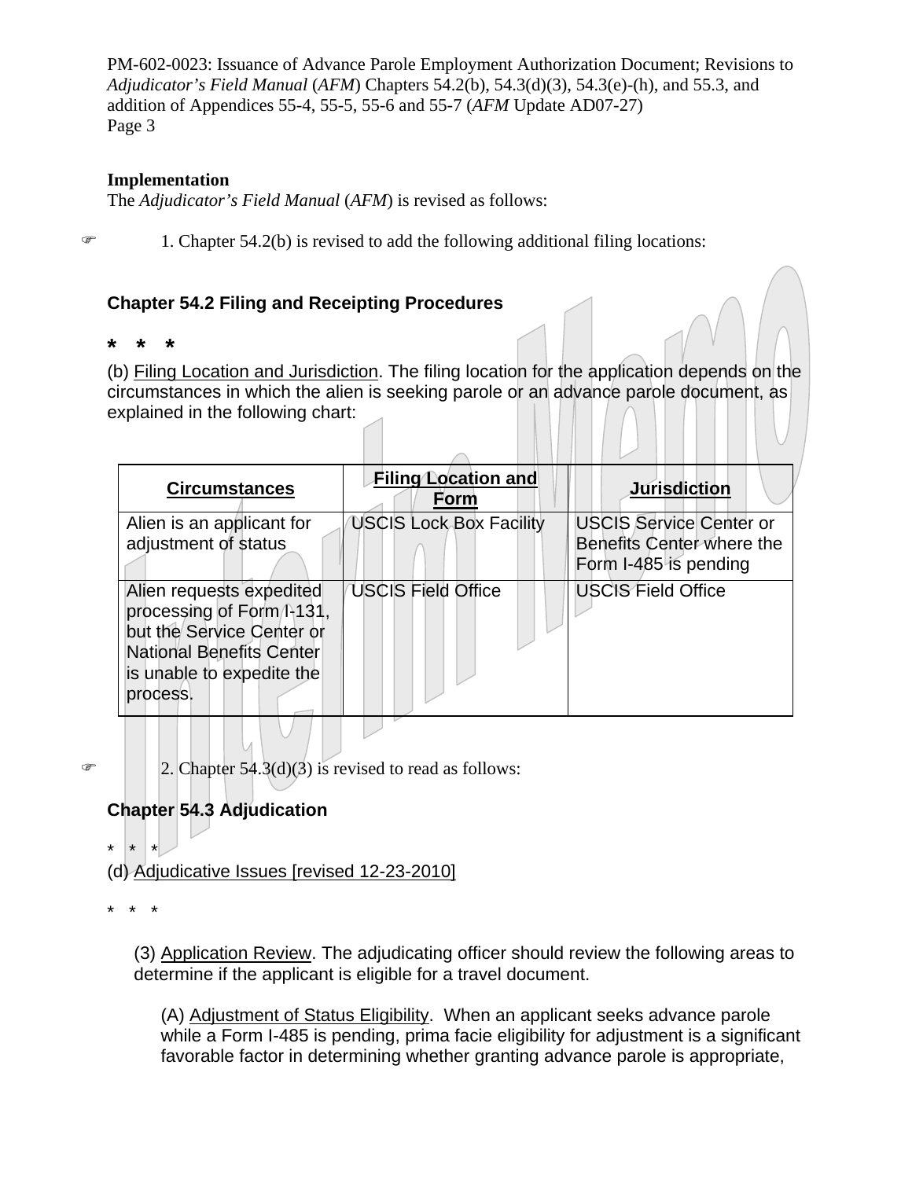**Implementation**

The *Adjudicator's Field Manual* (*AFM*) is revised as follows:

1. Chapter 54.2(b) is revised to add the following additional filing locations:

### Chapter 54.2 Filing and Receipting Procedures

\* \* \*

(b) Filing Location and Jurisdiction. The filing location for the application depends on the circumstances in which the alien is seeking parole or an advance parole document, as explained in the following chart:

| Circumstances | Filing Location and Form | Jurisdiction |
|---|---|---|
| Alien is an applicant for adjustment of status | USCIS Lock Box Facility | USCIS Service Center or Benefits Center where the Form I-485 is pending |
| Alien requests expedited processing of Form I-131, but the Service Center or National Benefits Center is unable to expedite the process. | USCIS Field Office | USCIS Field Office |

2. Chapter 54.3(d)(3) is revised to read as follows:

### Chapter 54.3 Adjudication

\* \* \*

(d) Adjudicative Issues [revised 12-23-2010]

\* \* \*

(3) Application Review. The adjudicating officer should review the following areas to determine if the applicant is eligible for a travel document.

(A) Adjustment of Status Eligibility. When an applicant seeks advance parole while a Form I-485 is pending, prima facie eligibility for adjustment is a significant favorable factor in determining whether granting advance parole is appropriate,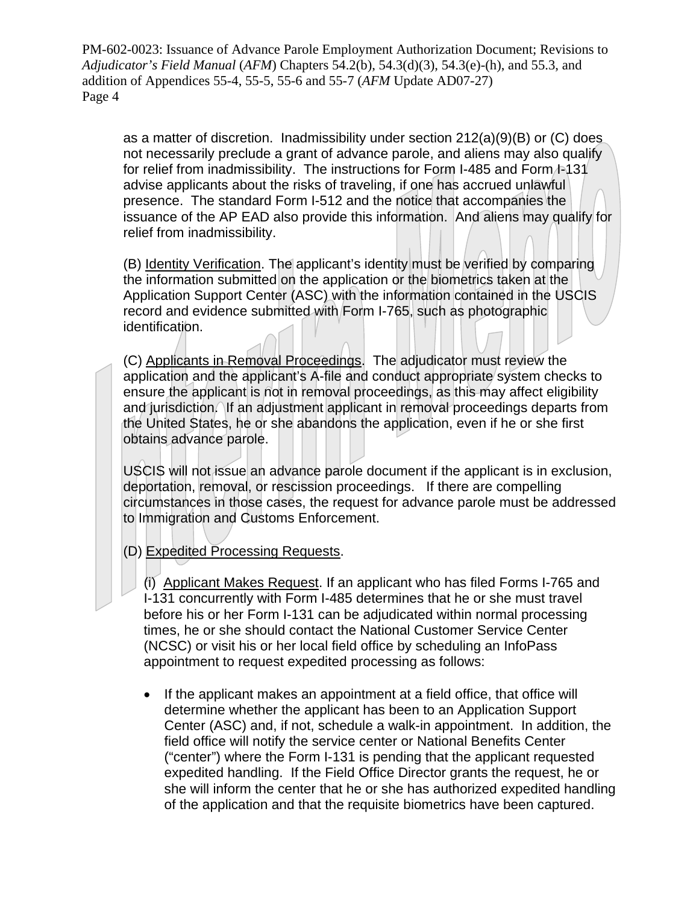as a matter of discretion. Inadmissibility under section 212(a)(9)(B) or (C) does not necessarily preclude a grant of advance parole, and aliens may also qualify for relief from inadmissibility. The instructions for Form I-485 and Form I-131 advise applicants about the risks of traveling, if one has accrued unlawful presence. The standard Form I-512 and the notice that accompanies the issuance of the AP EAD also provide this information. And aliens may qualify for relief from inadmissibility.

(B) Identity Verification. The applicant's identity must be verified by comparing the information submitted on the application or the biometrics taken at the Application Support Center (ASC) with the information contained in the USCIS record and evidence submitted with Form I-765, such as photographic identification.

(C) Applicants in Removal Proceedings. The adjudicator must review the application and the applicant's A-file and conduct appropriate system checks to ensure the applicant is not in removal proceedings, as this may affect eligibility and jurisdiction. If an adjustment applicant in removal proceedings departs from the United States, he or she abandons the application, even if he or she first obtains advance parole.

USCIS will not issue an advance parole document if the applicant is in exclusion, deportation, removal, or rescission proceedings. If there are compelling circumstances in those cases, the request for advance parole must be addressed to Immigration and Customs Enforcement.

(D) Expedited Processing Requests.

(i) Applicant Makes Request. If an applicant who has filed Forms I-765 and I-131 concurrently with Form I-485 determines that he or she must travel before his or her Form I-131 can be adjudicated within normal processing times, he or she should contact the National Customer Service Center (NCSC) or visit his or her local field office by scheduling an InfoPass appointment to request expedited processing as follows:

- If the applicant makes an appointment at a field office, that office will determine whether the applicant has been to an Application Support Center (ASC) and, if not, schedule a walk-in appointment. In addition, the field office will notify the service center or National Benefits Center ("center") where the Form I-131 is pending that the applicant requested expedited handling. If the Field Office Director grants the request, he or she will inform the center that he or she has authorized expedited handling of the application and that the requisite biometrics have been captured.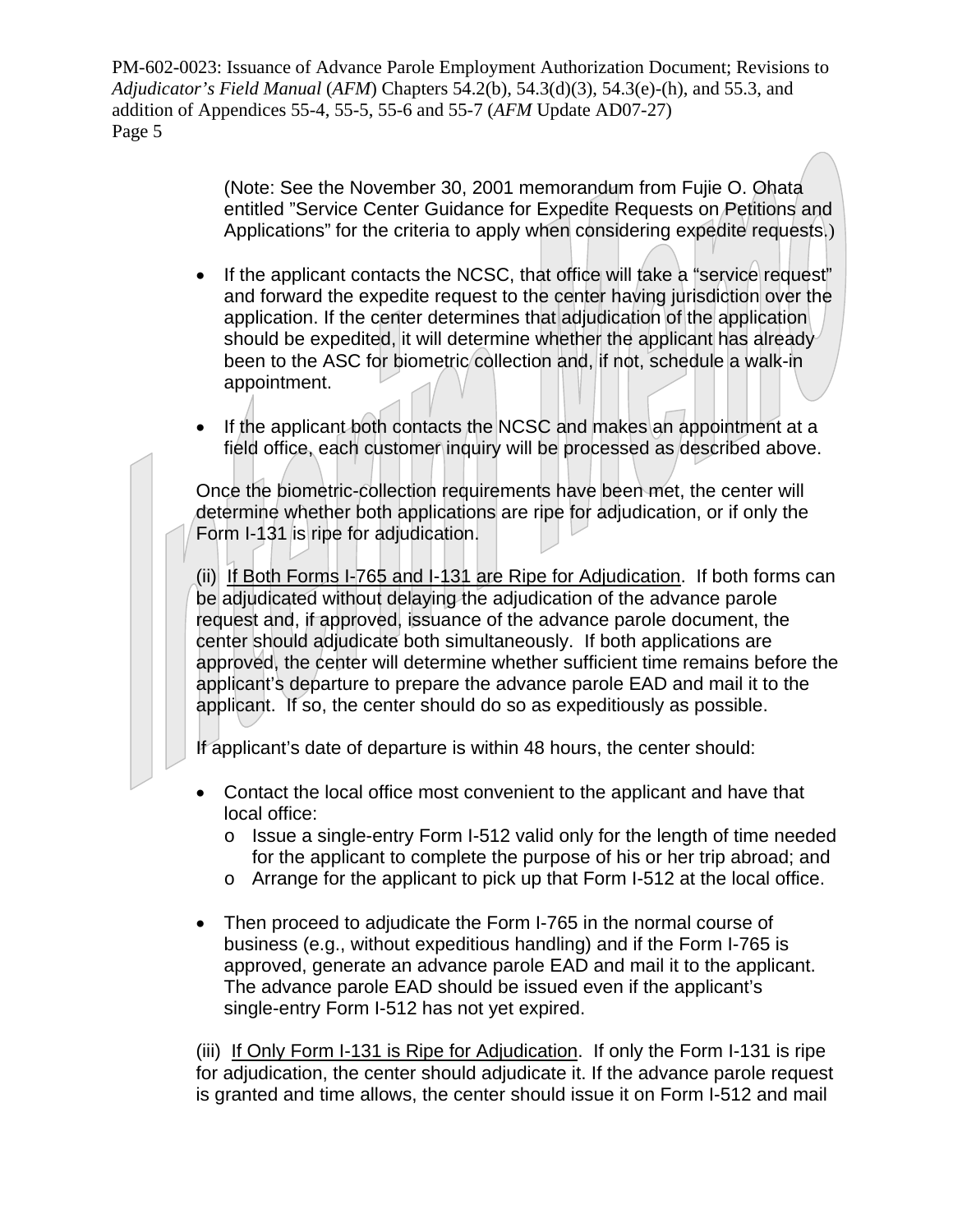(Note: See the November 30, 2001 memorandum from Fujie O. Ohata entitled "Service Center Guidance for Expedite Requests on Petitions and Applications" for the criteria to apply when considering expedite requests.)

- If the applicant contacts the NCSC, that office will take a "service request" and forward the expedite request to the center having jurisdiction over the application. If the center determines that adjudication of the application should be expedited, it will determine whether the applicant has already been to the ASC for biometric collection and, if not, schedule a walk-in appointment.

- If the applicant both contacts the NCSC and makes an appointment at a field office, each customer inquiry will be processed as described above.

Once the biometric-collection requirements have been met, the center will determine whether both applications are ripe for adjudication, or if only the Form I-131 is ripe for adjudication.

(ii) <u>If Both Forms I-765 and I-131 are Ripe for Adjudication</u>. If both forms can be adjudicated without delaying the adjudication of the advance parole request and, if approved, issuance of the advance parole document, the center should adjudicate both simultaneously. If both applications are approved, the center will determine whether sufficient time remains before the applicant's departure to prepare the advance parole EAD and mail it to the applicant. If so, the center should do so as expeditiously as possible.

If applicant's date of departure is within 48 hours, the center should:

- Contact the local office most convenient to the applicant and have that local office:
  - Issue a single-entry Form I-512 valid only for the length of time needed for the applicant to complete the purpose of his or her trip abroad; and
  - Arrange for the applicant to pick up that Form I-512 at the local office.

- Then proceed to adjudicate the Form I-765 in the normal course of business (e.g., without expeditious handling) and if the Form I-765 is approved, generate an advance parole EAD and mail it to the applicant. The advance parole EAD should be issued even if the applicant's single-entry Form I-512 has not yet expired.

(iii) <u>If Only Form I-131 is Ripe for Adjudication</u>. If only the Form I-131 is ripe for adjudication, the center should adjudicate it. If the advance parole request is granted and time allows, the center should issue it on Form I-512 and mail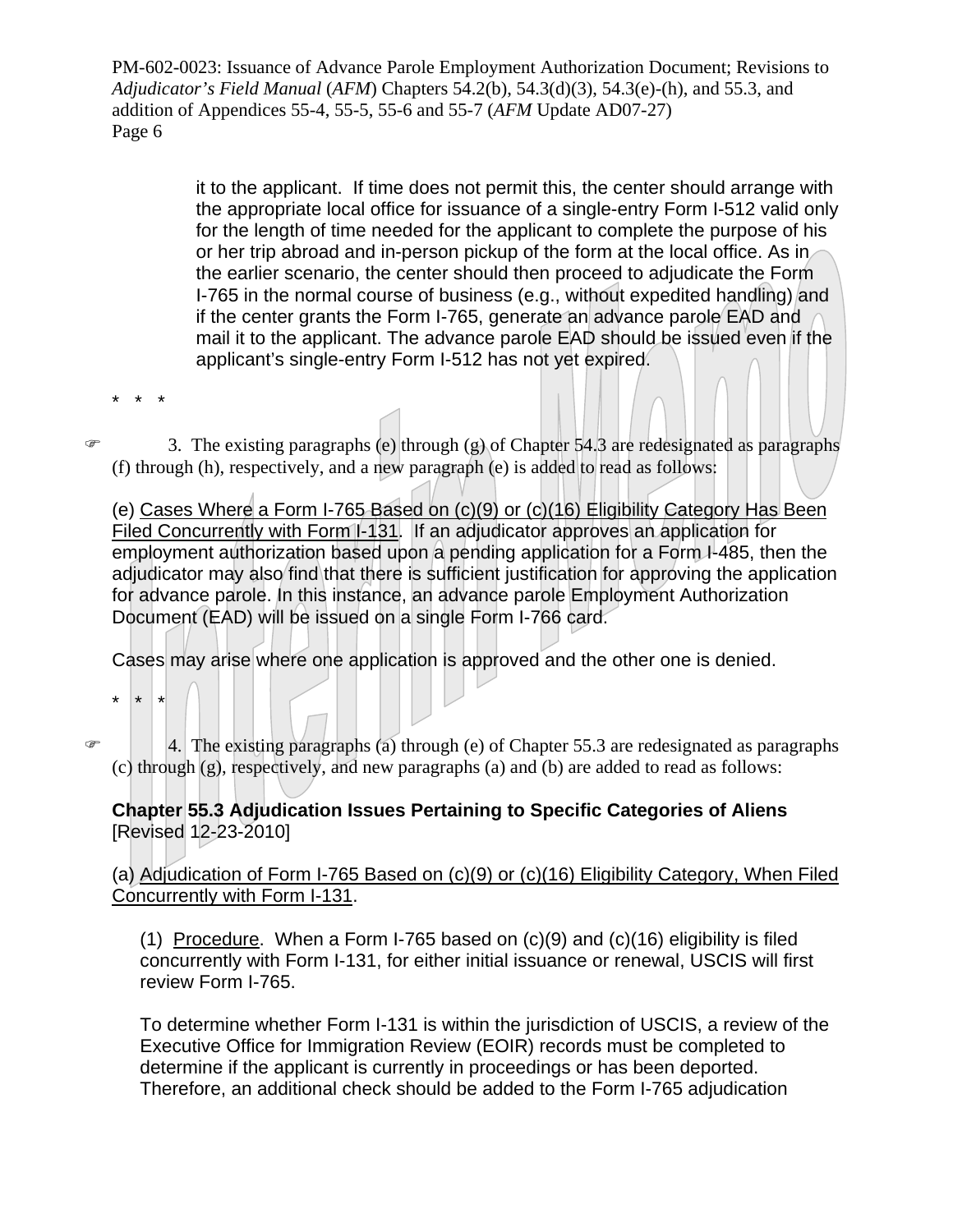it to the applicant. If time does not permit this, the center should arrange with the appropriate local office for issuance of a single-entry Form I-512 valid only for the length of time needed for the applicant to complete the purpose of his or her trip abroad and in-person pickup of the form at the local office. As in the earlier scenario, the center should then proceed to adjudicate the Form I-765 in the normal course of business (e.g., without expedited handling) and if the center grants the Form I-765, generate an advance parole EAD and mail it to the applicant. The advance parole EAD should be issued even if the applicant's single-entry Form I-512 has not yet expired.

\* \* \*

☞ 3. The existing paragraphs (e) through (g) of Chapter 54.3 are redesignated as paragraphs (f) through (h), respectively, and a new paragraph (e) is added to read as follows:

(e) <u>Cases Where a Form I-765 Based on (c)(9) or (c)(16) Eligibility Category Has Been Filed Concurrently with Form I-131</u>. If an adjudicator approves an application for employment authorization based upon a pending application for a Form I-485, then the adjudicator may also find that there is sufficient justification for approving the application for advance parole. In this instance, an advance parole Employment Authorization Document (EAD) will be issued on a single Form I-766 card.

Cases may arise where one application is approved and the other one is denied.

\* \* \*

☞ 4. The existing paragraphs (a) through (e) of Chapter 55.3 are redesignated as paragraphs (c) through (g), respectively, and new paragraphs (a) and (b) are added to read as follows:

**Chapter 55.3 Adjudication Issues Pertaining to Specific Categories of Aliens** [Revised 12-23-2010]

(a) <u>Adjudication of Form I-765 Based on (c)(9) or (c)(16) Eligibility Category, When Filed Concurrently with Form I-131</u>.

(1) <u>Procedure</u>. When a Form I-765 based on (c)(9) and (c)(16) eligibility is filed concurrently with Form I-131, for either initial issuance or renewal, USCIS will first review Form I-765.

To determine whether Form I-131 is within the jurisdiction of USCIS, a review of the Executive Office for Immigration Review (EOIR) records must be completed to determine if the applicant is currently in proceedings or has been deported. Therefore, an additional check should be added to the Form I-765 adjudication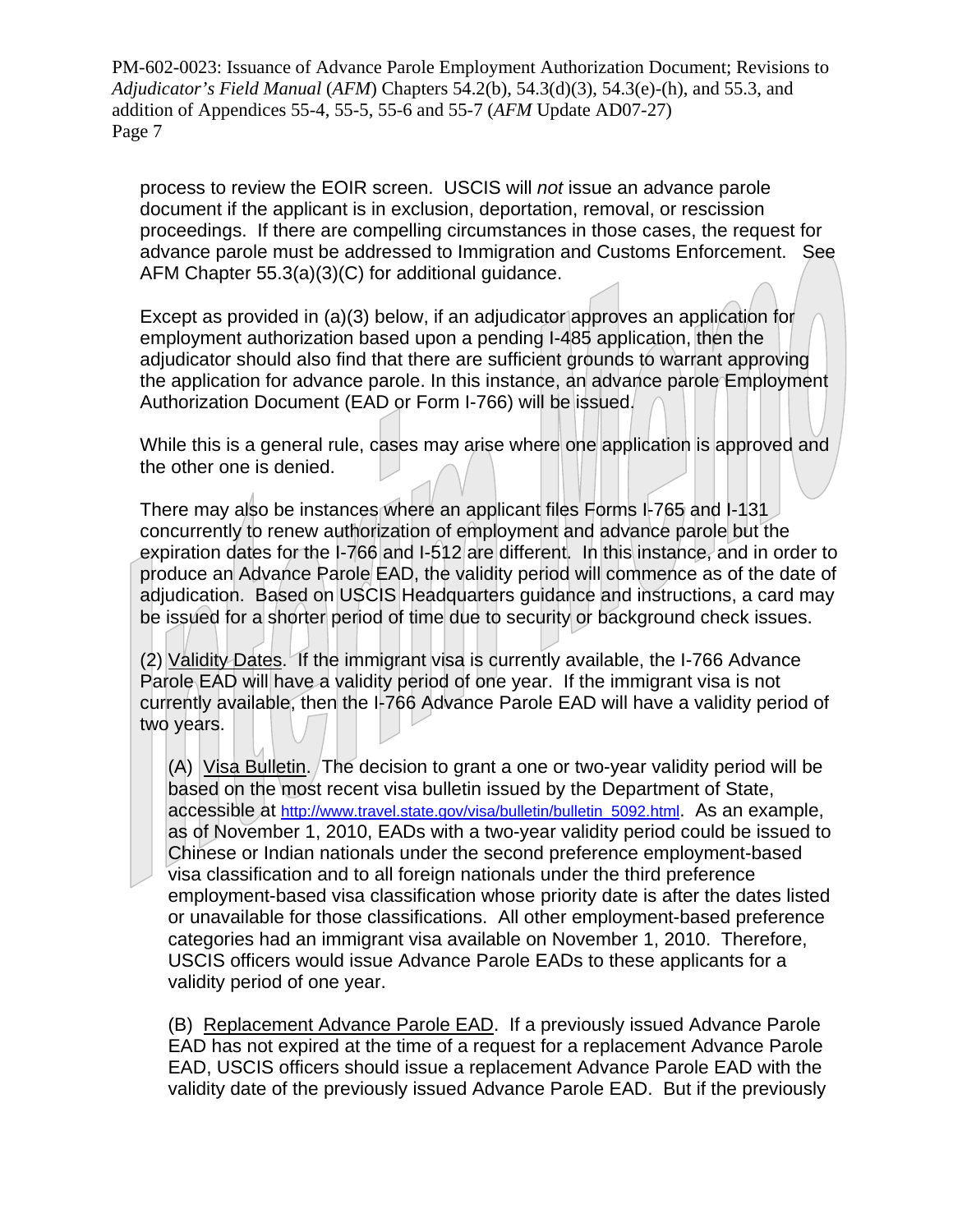process to review the EOIR screen. USCIS will *not* issue an advance parole document if the applicant is in exclusion, deportation, removal, or rescission proceedings. If there are compelling circumstances in those cases, the request for advance parole must be addressed to Immigration and Customs Enforcement. See AFM Chapter 55.3(a)(3)(C) for additional guidance.

Except as provided in (a)(3) below, if an adjudicator approves an application for employment authorization based upon a pending I-485 application, then the adjudicator should also find that there are sufficient grounds to warrant approving the application for advance parole. In this instance, an advance parole Employment Authorization Document (EAD or Form I-766) will be issued.

While this is a general rule, cases may arise where one application is approved and the other one is denied.

There may also be instances where an applicant files Forms I-765 and I-131 concurrently to renew authorization of employment and advance parole but the expiration dates for the I-766 and I-512 are different. In this instance, and in order to produce an Advance Parole EAD, the validity period will commence as of the date of adjudication. Based on USCIS Headquarters guidance and instructions, a card may be issued for a shorter period of time due to security or background check issues.

(2) Validity Dates. If the immigrant visa is currently available, the I-766 Advance Parole EAD will have a validity period of one year. If the immigrant visa is not currently available, then the I-766 Advance Parole EAD will have a validity period of two years.

(A) Visa Bulletin. The decision to grant a one or two-year validity period will be based on the most recent visa bulletin issued by the Department of State, accessible at http://www.travel.state.gov/visa/bulletin/bulletin_5092.html. As an example, as of November 1, 2010, EADs with a two-year validity period could be issued to Chinese or Indian nationals under the second preference employment-based visa classification and to all foreign nationals under the third preference employment-based visa classification whose priority date is after the dates listed or unavailable for those classifications. All other employment-based preference categories had an immigrant visa available on November 1, 2010. Therefore, USCIS officers would issue Advance Parole EADs to these applicants for a validity period of one year.

(B) Replacement Advance Parole EAD. If a previously issued Advance Parole EAD has not expired at the time of a request for a replacement Advance Parole EAD, USCIS officers should issue a replacement Advance Parole EAD with the validity date of the previously issued Advance Parole EAD. But if the previously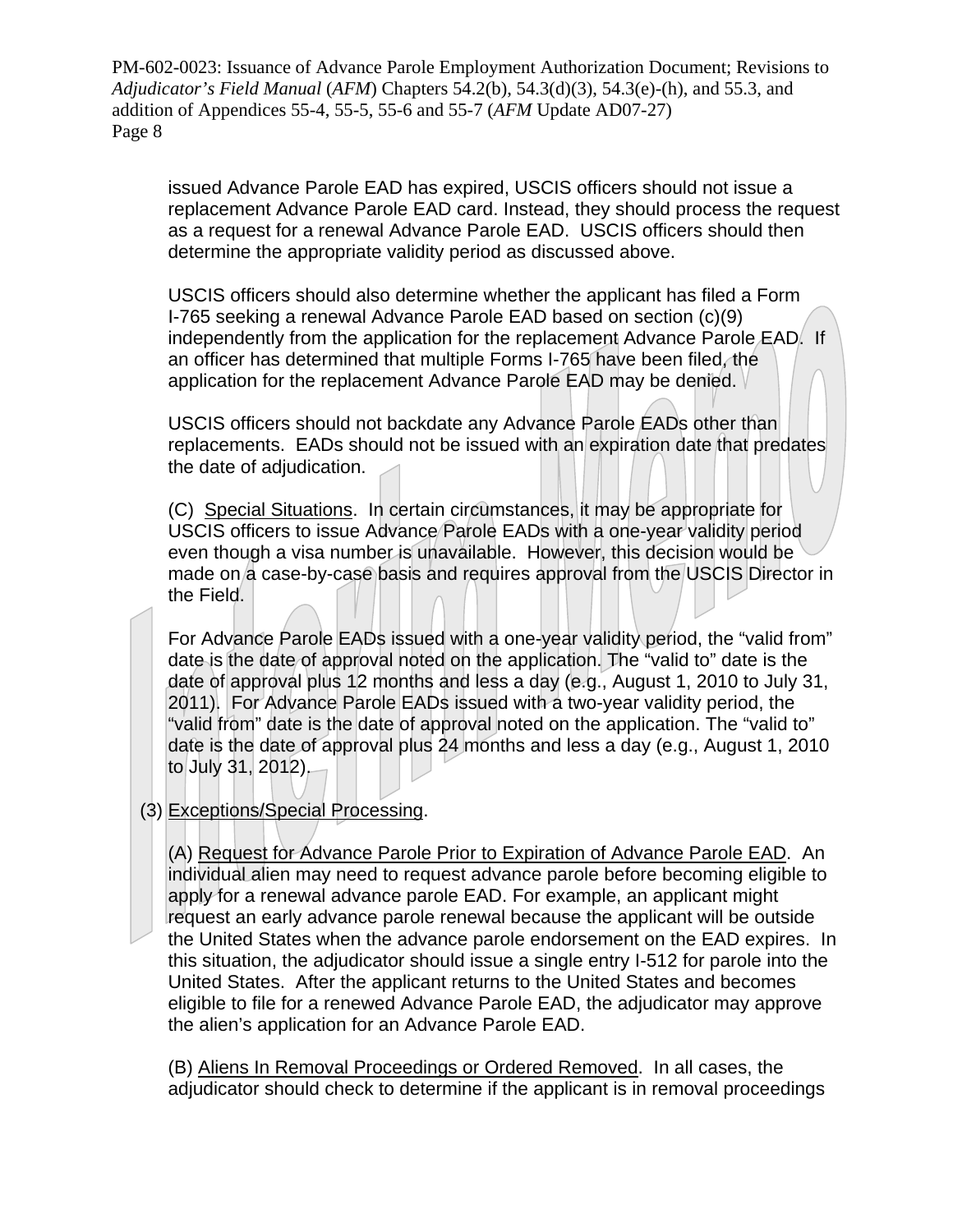issued Advance Parole EAD has expired, USCIS officers should not issue a replacement Advance Parole EAD card. Instead, they should process the request as a request for a renewal Advance Parole EAD. USCIS officers should then determine the appropriate validity period as discussed above.

USCIS officers should also determine whether the applicant has filed a Form I-765 seeking a renewal Advance Parole EAD based on section (c)(9) independently from the application for the replacement Advance Parole EAD. If an officer has determined that multiple Forms I-765 have been filed, the application for the replacement Advance Parole EAD may be denied.

USCIS officers should not backdate any Advance Parole EADs other than replacements. EADs should not be issued with an expiration date that predates the date of adjudication.

(C) Special Situations. In certain circumstances, it may be appropriate for USCIS officers to issue Advance Parole EADs with a one-year validity period even though a visa number is unavailable. However, this decision would be made on a case-by-case basis and requires approval from the USCIS Director in the Field.

For Advance Parole EADs issued with a one-year validity period, the "valid from" date is the date of approval noted on the application. The "valid to" date is the date of approval plus 12 months and less a day (e.g., August 1, 2010 to July 31, 2011). For Advance Parole EADs issued with a two-year validity period, the "valid from" date is the date of approval noted on the application. The "valid to" date is the date of approval plus 24 months and less a day (e.g., August 1, 2010 to July 31, 2012).

(3) Exceptions/Special Processing.

(A) Request for Advance Parole Prior to Expiration of Advance Parole EAD. An individual alien may need to request advance parole before becoming eligible to apply for a renewal advance parole EAD. For example, an applicant might request an early advance parole renewal because the applicant will be outside the United States when the advance parole endorsement on the EAD expires. In this situation, the adjudicator should issue a single entry I-512 for parole into the United States. After the applicant returns to the United States and becomes eligible to file for a renewed Advance Parole EAD, the adjudicator may approve the alien's application for an Advance Parole EAD.

(B) Aliens In Removal Proceedings or Ordered Removed. In all cases, the adjudicator should check to determine if the applicant is in removal proceedings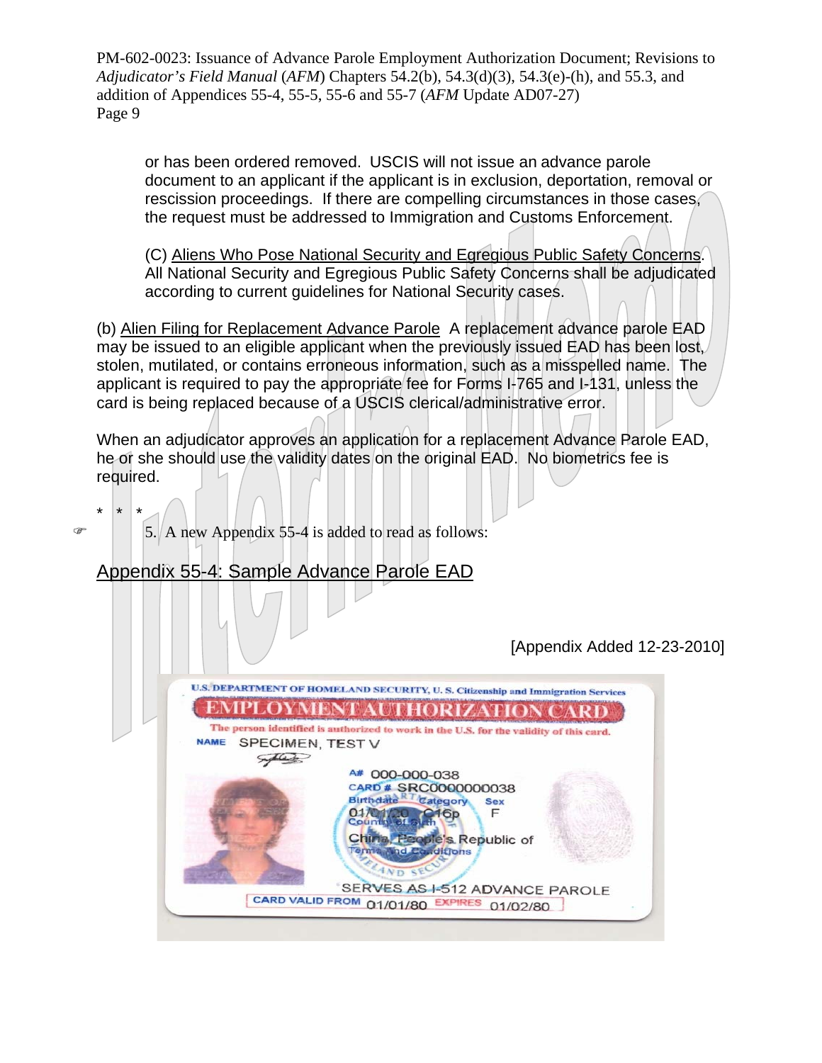or has been ordered removed. USCIS will not issue an advance parole document to an applicant if the applicant is in exclusion, deportation, removal or rescission proceedings. If there are compelling circumstances in those cases, the request must be addressed to Immigration and Customs Enforcement.

(C) Aliens Who Pose National Security and Egregious Public Safety Concerns. All National Security and Egregious Public Safety Concerns shall be adjudicated according to current guidelines for National Security cases.

(b) Alien Filing for Replacement Advance Parole A replacement advance parole EAD may be issued to an eligible applicant when the previously issued EAD has been lost, stolen, mutilated, or contains erroneous information, such as a misspelled name. The applicant is required to pay the appropriate fee for Forms I-765 and I-131, unless the card is being replaced because of a USCIS clerical/administrative error.

When an adjudicator approves an application for a replacement Advance Parole EAD, he or she should use the validity dates on the original EAD. No biometrics fee is required.

\* \* \*

5. A new Appendix 55-4 is added to read as follows:

## Appendix 55-4: Sample Advance Parole EAD

[Appendix Added 12-23-2010]

U.S. DEPARTMENT OF HOMELAND SECURITY, U. S. Citizenship and Immigration Services

EMPLOYMENT AUTHORIZATION CARD

The person identified is authorized to work in the U.S. for the validity of this card.

NAME SPECIMEN, TEST V

A# 000-000-038
CARD # SRC0000000038
Birthdate Category Sex
01/01/20 C16p F
Country of Birth
China, People's Republic of
Terms and Conditions
SERVES AS I-512 ADVANCE PAROLE
CARD VALID FROM 01/01/80 EXPIRES 01/02/80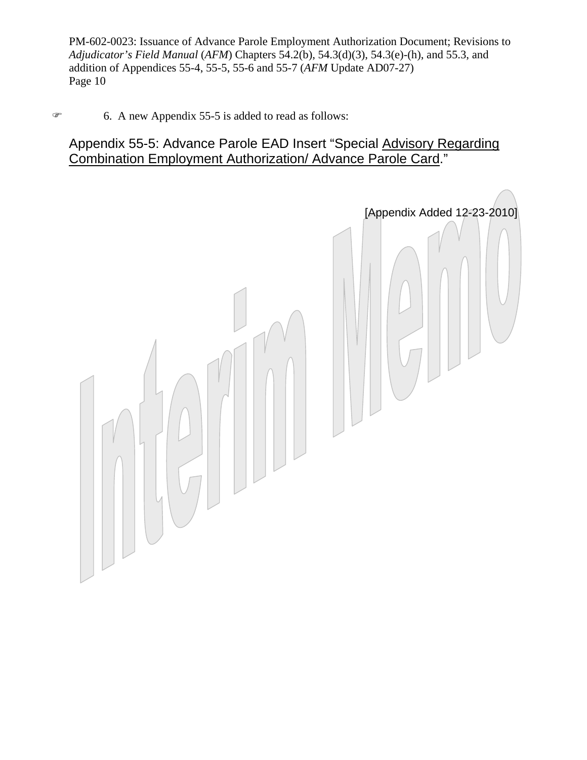☞ 6. A new Appendix 55-5 is added to read as follows:

## Appendix 55-5: Advance Parole EAD Insert "Special Advisory Regarding Combination Employment Authorization/ Advance Parole Card."

[Appendix Added 12-23-2010]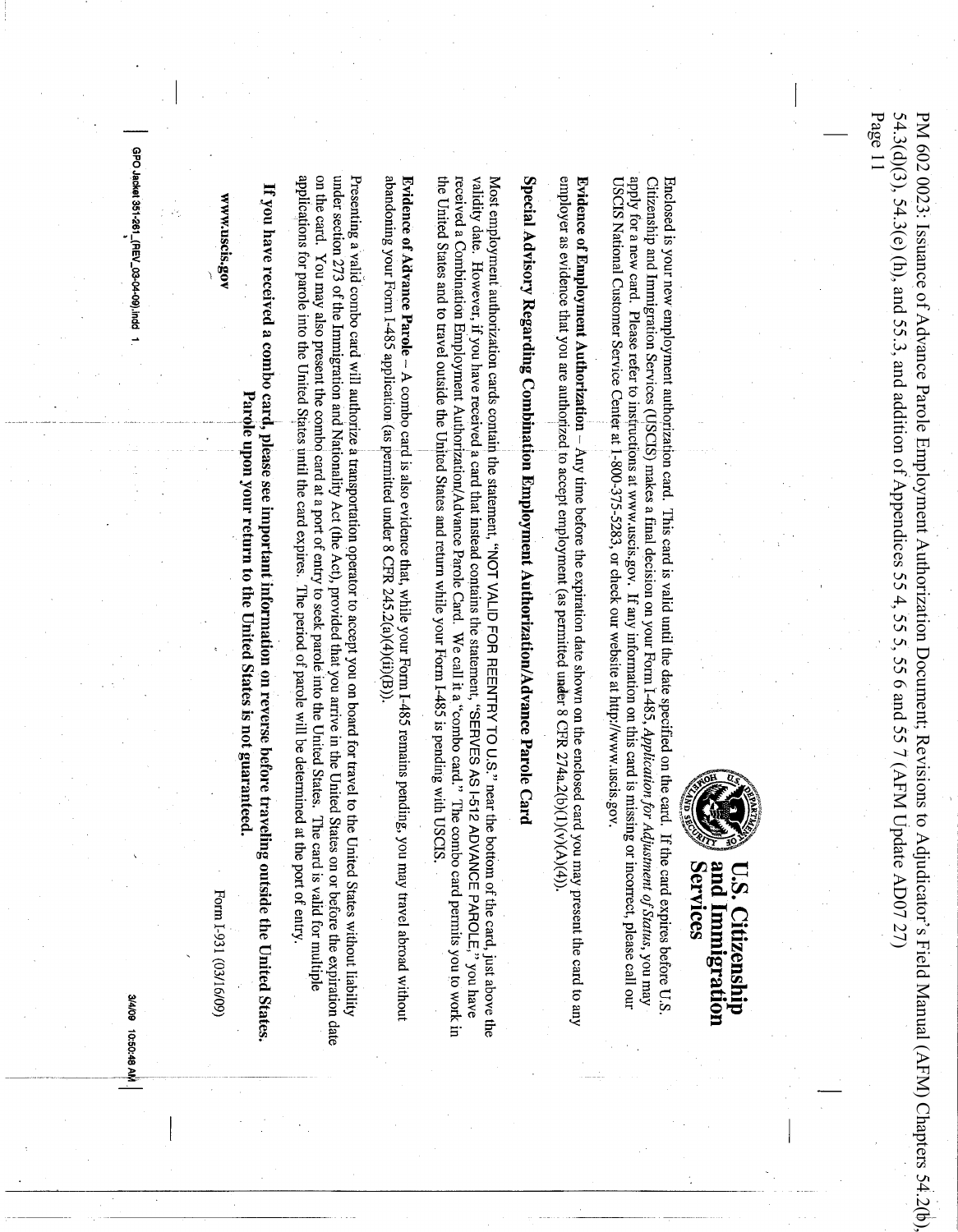# U.S. Citizenship and Immigration Services

Enclosed is your new employment authorization card. This card is valid until the date specified on the card. If the card expires before U.S. Citizenship and Immigration Services (USCIS) makes a final decision on your Form I-485, *Application for Adjustment of Status*, you may apply for a new card. Please refer to instructions at www.uscis.gov. If any information on this card is missing or incorrect, please call our USCIS National Customer Service Center at 1-800-375-5283, or check our website at http://www.uscis.gov.

**Evidence of Employment Authorization** – Any time before the expiration date shown on the enclosed card you may present the card to any employer as evidence that you are authorized to accept employment (as permitted under 8 CFR 274a.2(b)(1)(v)(A)(4)).

## Special Advisory Regarding Combination Employment Authorization/Advance Parole Card

Most employment authorization cards contain the statement, "NOT VALID FOR REENTRY TO U.S." near the bottom of the card, just above the validity date. However, if you have received a card that instead contains the statement, "SERVES AS I-512 ADVANCE PAROLE," you have received a Combination Employment Authorization/Advance Parole Card. We call it a "combo card." The combo card permits you to work in the United States and to travel outside the United States and return while your Form I-485 is pending with USCIS.

**Evidence of Advance Parole** – A combo card is also evidence that, while your Form I-485 remains pending, you may travel abroad without abandoning your Form I-485 application (as permitted under 8 CFR 245.2(a)(4)(ii)(B)).

Presenting a valid combo card will authorize a transportation operator to accept you on board for travel to the United States without liability under section 273 of the Immigration and Nationality Act (the Act), provided that you arrive in the United States on or before the expiration date on the card. You may also present the combo card at a port of entry to seek parole into the United States. The card is valid for multiple applications for parole into the United States until the card expires. The period of parole will be determined at the port of entry.

**If you have received a combo card, please see important information on reverse before traveling outside the United States. Parole upon your return to the United States is not guaranteed.**

www.uscis.gov

Form I-931 (03/16/09)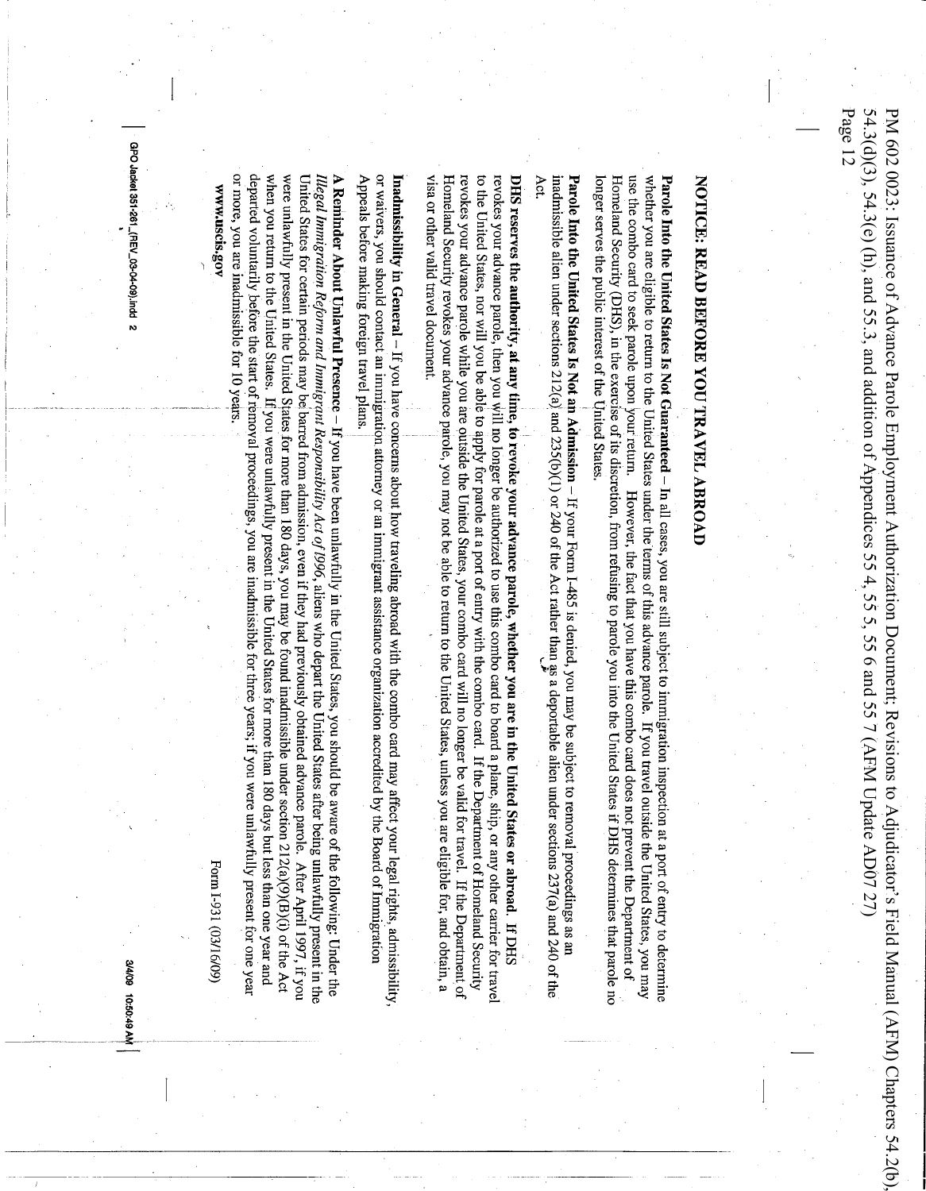## NOTICE: READ BEFORE YOU TRAVEL ABROAD

**Parole Into the United States Is Not Guaranteed** – In all cases, you are still subject to immigration inspection at a port of entry to determine whether you are eligible to return to the United States under the terms of this advance parole. If you travel outside the United States, you may use the combo card to seek parole upon your return. However, the fact that you have this combo card does not prevent the Department of Homeland Security (DHS), in the exercise of its discretion, from refusing to parole you into the United States if DHS determines that parole no longer serves the public interest of the United States.

**Parole Into the United States Is Not an Admission** – If your Form I-485 is denied, you may be subject to removal proceedings as an inadmissible alien under sections 212(a) and 235(b)(1) or 240 of the Act rather than as a deportable alien under sections 237(a) and 240 of the Act.

**DHS reserves the authority, at any time, to revoke your advance parole, whether you are in the United States or abroad.** If DHS revokes your advance parole, then you will no longer be authorized to use this combo card to board a plane, ship, or any other carrier for travel to the United States, nor will you be able to apply for parole at a port of entry with the combo card. If the Department of Homeland Security revokes your advance parole while you are outside the United States, your combo card will no longer be valid for travel. If the Department of Homeland Security revokes your advance parole, you may not be able to return to the United States, unless you are eligible for, and obtain, a visa or other valid travel document.

**Inadmissibility in General** – If you have concerns about how traveling abroad with the combo card may affect your legal rights, admissibility, or waivers, you should contact an immigration attorney or an immigrant assistance organization accredited by the Board of Immigration Appeals before making foreign travel plans.

**A Reminder About Unlawful Presence** – If you have been unlawfully in the United States, you should be aware of the following: Under the *Illegal Immigration Reform and Immigrant Responsibility Act of 1996*, aliens who depart the United States after being **unlawfully** present in the United States for certain periods may be barred from admission, even if they had previously obtained advance parole. After April 1997, if you were unlawfully present in the United States for more than 180 days, you may be found inadmissible under section 212(a)(9)(B)(i) of the Act when you return to the United States. If you were unlawfully present in the United States for more than 180 days but less than one year and departed voluntarily before the start of removal proceedings, you are inadmissible for three years; if you were unlawfully present for one year or more, you are inadmissible for 10 years.

**www.uscis.gov**

Form I-931 (03/16/09)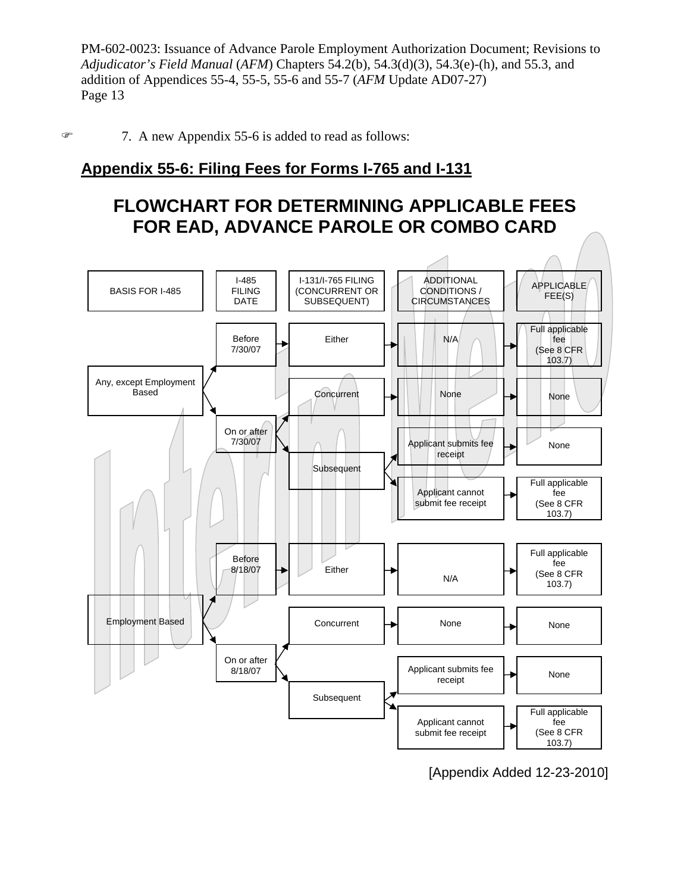7. A new Appendix 55-6 is added to read as follows:

## Appendix 55-6: Filing Fees for Forms I-765 and I-131

# FLOWCHART FOR DETERMINING APPLICABLE FEES FOR EAD, ADVANCE PAROLE OR COMBO CARD

| BASIS FOR I-485 | I-485 FILING DATE | I-131/I-765 FILING (CONCURRENT OR SUBSEQUENT) | ADDITIONAL CONDITIONS / CIRCUMSTANCES | APPLICABLE FEE(S) |
|---|---|---|---|---|
| Any, except Employment Based | Before 7/30/07 | Either | N/A | Full applicable fee (See 8 CFR 103.7) |
| Any, except Employment Based | On or after 7/30/07 | Concurrent | None | None |
| Any, except Employment Based | On or after 7/30/07 | Subsequent | Applicant submits fee receipt | None |
| Any, except Employment Based | On or after 7/30/07 | Subsequent | Applicant cannot submit fee receipt | Full applicable fee (See 8 CFR 103.7) |
| Employment Based | Before 8/18/07 | Either | N/A | Full applicable fee (See 8 CFR 103.7) |
| Employment Based | On or after 8/18/07 | Concurrent | None | None |
| Employment Based | On or after 8/18/07 | Subsequent | Applicant submits fee receipt | None |
| Employment Based | On or after 8/18/07 | Subsequent | Applicant cannot submit fee receipt | Full applicable fee (See 8 CFR 103.7) |

[Appendix Added 12-23-2010]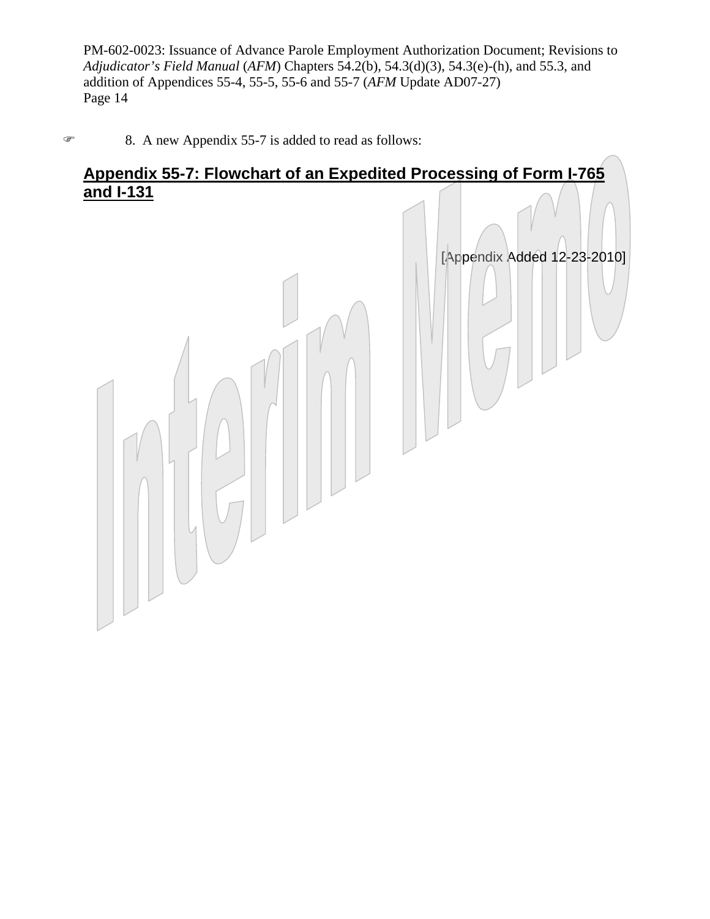8. A new Appendix 55-7 is added to read as follows:

## Appendix 55-7: Flowchart of an Expedited Processing of Form I-765 and I-131

[Appendix Added 12-23-2010]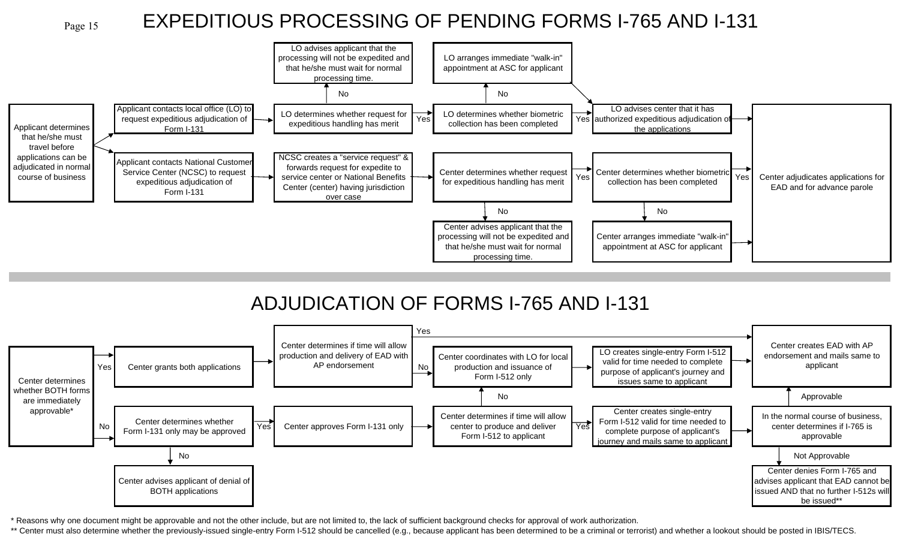# EXPEDITIOUS PROCESSING OF PENDING FORMS I-765 AND I-131

Applicant determines that he/she must travel before applications can be adjudicated in normal course of business

Applicant contacts local office (LO) to request expeditious adjudication of Form I-131

LO determines whether request for expeditious handling has merit

No: LO advises applicant that the processing will not be expedited and that he/she must wait for normal processing time.

Yes: LO determines whether biometric collection has been completed

No: LO arranges immediate "walk-in" appointment at ASC for applicant

Yes: LO advises center that it has authorized expeditious adjudication of the applications

Applicant contacts National Customer Service Center (NCSC) to request expeditious adjudication of Form I-131

NCSC creates a "service request" & forwards request for expedite to service center or National Benefits Center (center) having jurisdiction over case

Center determines whether request for expeditious handling has merit

No: Center advises applicant that the processing will not be expedited and that he/she must wait for normal processing time.

Yes: Center determines whether biometric collection has been completed

No: Center arranges immediate "walk-in" appointment at ASC for applicant

Yes: Center adjudicates applications for EAD and for advance parole

# ADJUDICATION OF FORMS I-765 AND I-131

Center determines whether BOTH forms are immediately approvable*

Yes: Center grants both applications

Center determines if time will allow production and delivery of EAD with AP endorsement

Yes: Center creates EAD with AP endorsement and mails same to applicant

No: Center coordinates with LO for local production and issuance of Form I-512 only

LO creates single-entry Form I-512 valid for time needed to complete purpose of applicant's journey and issues same to applicant

No: Center determines whether Form I-131 only may be approved

No: Center advises applicant of denial of BOTH applications

Yes: Center approves Form I-131 only

Center determines if time will allow center to produce and deliver Form I-512 to applicant

No: Center coordinates with LO for local production and issuance of Form I-512 only

Yes: Center creates single-entry Form I-512 valid for time needed to complete purpose of applicant's journey and mails same to applicant

In the normal course of business, center determines if I-765 is approvable

Approvable: Center creates EAD with AP endorsement and mails same to applicant

Not Approvable: Center denies Form I-765 and advises applicant that EAD cannot be issued AND that no further I-512s will be issued**

\* Reasons why one document might be approvable and not the other include, but are not limited to, the lack of sufficient background checks for approval of work authorization.

\** Center must also determine whether the previously-issued single-entry Form I-512 should be cancelled (e.g., because applicant has been determined to be a criminal or terrorist) and whether a lookout should be posted in IBIS/TECS.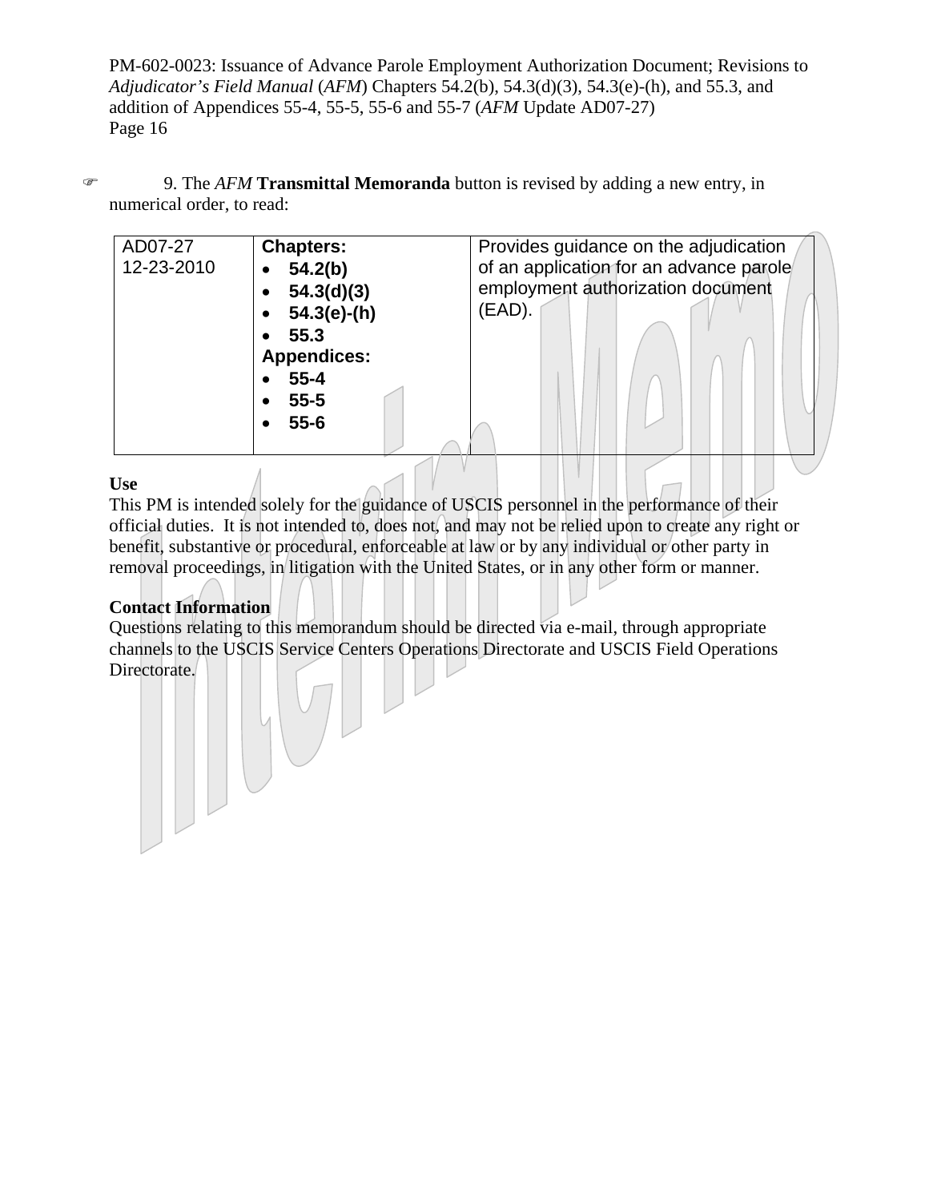9. The *AFM* **Transmittal Memoranda** button is revised by adding a new entry, in numerical order, to read:

| | | |
|---|---|---|
| AD07-27<br>12-23-2010 | **Chapters:**<br>• **54.2(b)**<br>• **54.3(d)(3)**<br>• **54.3(e)-(h)**<br>• **55.3**<br>**Appendices:**<br>• **55-4**<br>• **55-5**<br>• **55-6** | Provides guidance on the adjudication of an application for an advance parole employment authorization document (EAD). |

**Use**
This PM is intended solely for the guidance of USCIS personnel in the performance of their official duties. It is not intended to, does not, and may not be relied upon to create any right or benefit, substantive or procedural, enforceable at law or by any individual or other party in removal proceedings, in litigation with the United States, or in any other form or manner.

**Contact Information**
Questions relating to this memorandum should be directed via e-mail, through appropriate channels to the USCIS Service Centers Operations Directorate and USCIS Field Operations Directorate.